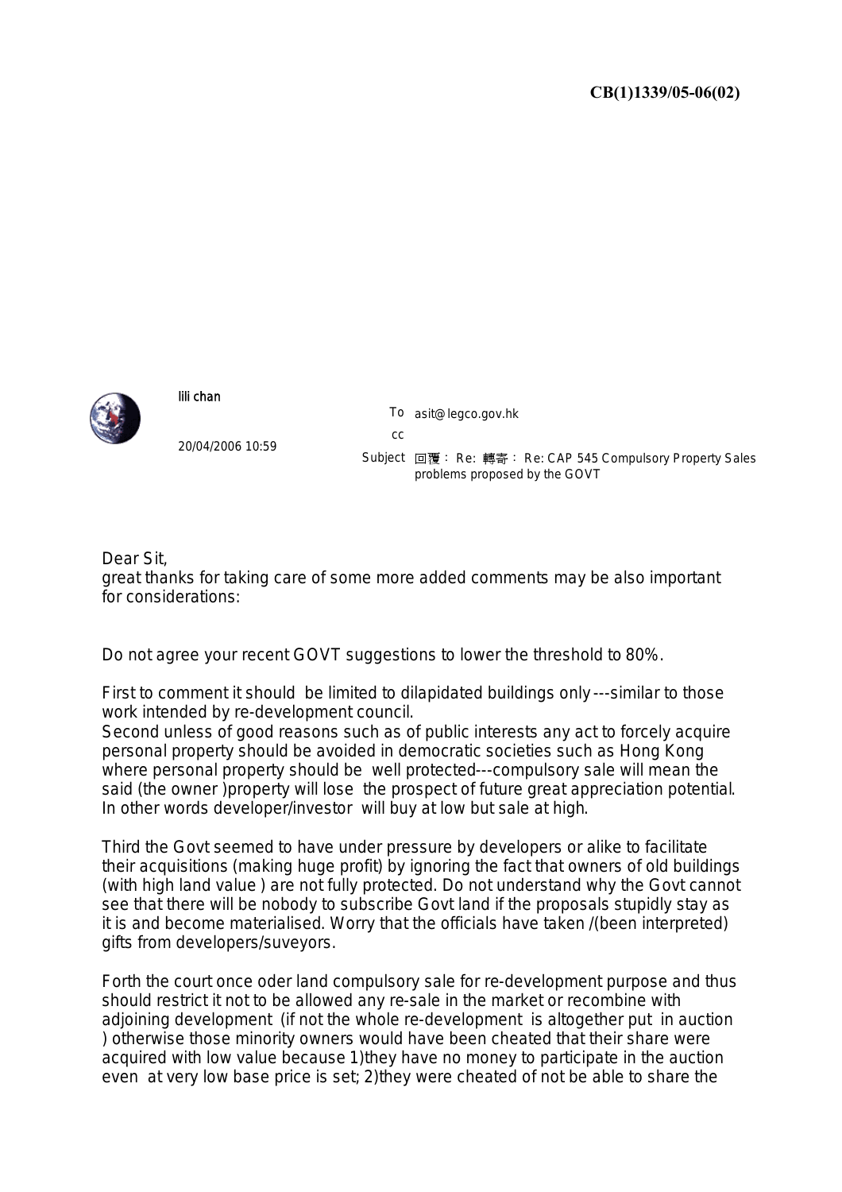**CB(1)1339/05-06(02)**

lili chan

20/04/2006 10:59

To asit@legco.gov.hk

cc

Subject 回覆： Re: 轉寄： Re: CAP 545 Compulsory Property Sales problems proposed by the GOVT

Dear Sit,
great thanks for taking care of some more added comments may be also important for considerations:

Do not agree your recent GOVT suggestions to lower the threshold to 80%.

First to comment it should be limited to dilapidated buildings only---similar to those work intended by re-development council.
Second unless of good reasons such as of public interests any act to forcely acquire personal property should be avoided in democratic societies such as Hong Kong where personal property should be well protected---compulsory sale will mean the said (the owner )property will lose the prospect of future great appreciation potential. In other words developer/investor will buy at low but sale at high.

Third the Govt seemed to have under pressure by developers or alike to facilitate their acquisitions (making huge profit) by ignoring the fact that owners of old buildings (with high land value ) are not fully protected. Do not understand why the Govt cannot see that there will be nobody to subscribe Govt land if the proposals stupidly stay as it is and become materialised. Worry that the officials have taken /(been interpreted) gifts from developers/suveyors.

Forth the court once oder land compulsory sale for re-development purpose and thus should restrict it not to be allowed any re-sale in the market or recombine with adjoining development (if not the whole re-development is altogether put in auction ) otherwise those minority owners would have been cheated that their share were acquired with low value because 1)they have no money to participate in the auction even at very low base price is set; 2)they were cheated of not be able to share the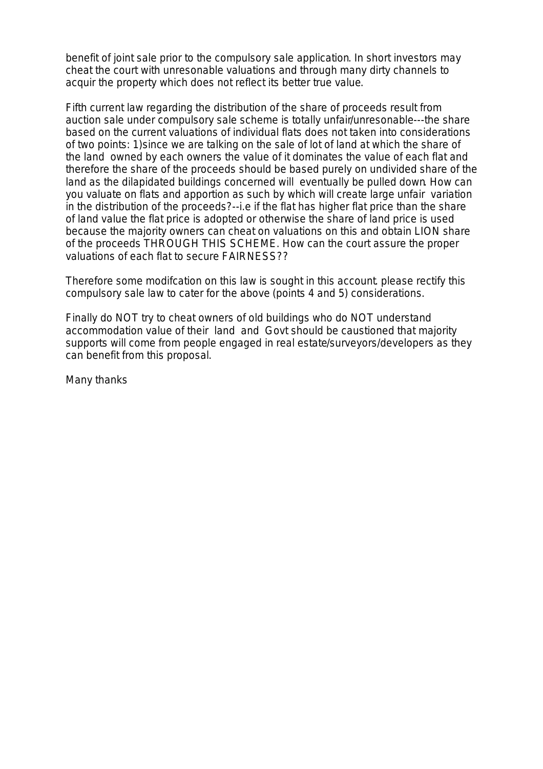benefit of joint sale prior to the compulsory sale application. In short investors may cheat the court with unresonable valuations and through many dirty channels to acquir the property which does not reflect its better true value.

Fifth current law regarding the distribution of the share of proceeds result from auction sale under compulsory sale scheme is totally unfair/unresonable---the share based on the current valuations of individual flats does not taken into considerations of two points: 1)since we are talking on the sale of lot of land at which the share of the land owned by each owners the value of it dominates the value of each flat and therefore the share of the proceeds should be based purely on undivided share of the land as the dilapidated buildings concerned will eventually be pulled down. How can you valuate on flats and apportion as such by which will create large unfair variation in the distribution of the proceeds?--i.e if the flat has higher flat price than the share of land value the flat price is adopted or otherwise the share of land price is used because the majority owners can cheat on valuations on this and obtain LION share of the proceeds THROUGH THIS SCHEME. How can the court assure the proper valuations of each flat to secure FAIRNESS??

Therefore some modifcation on this law is sought in this account. please rectify this compulsory sale law to cater for the above (points 4 and 5) considerations.

Finally do NOT try to cheat owners of old buildings who do NOT understand accommodation value of their land and Govt should be caustioned that majority supports will come from people engaged in real estate/surveyors/developers as they can benefit from this proposal.

Many thanks